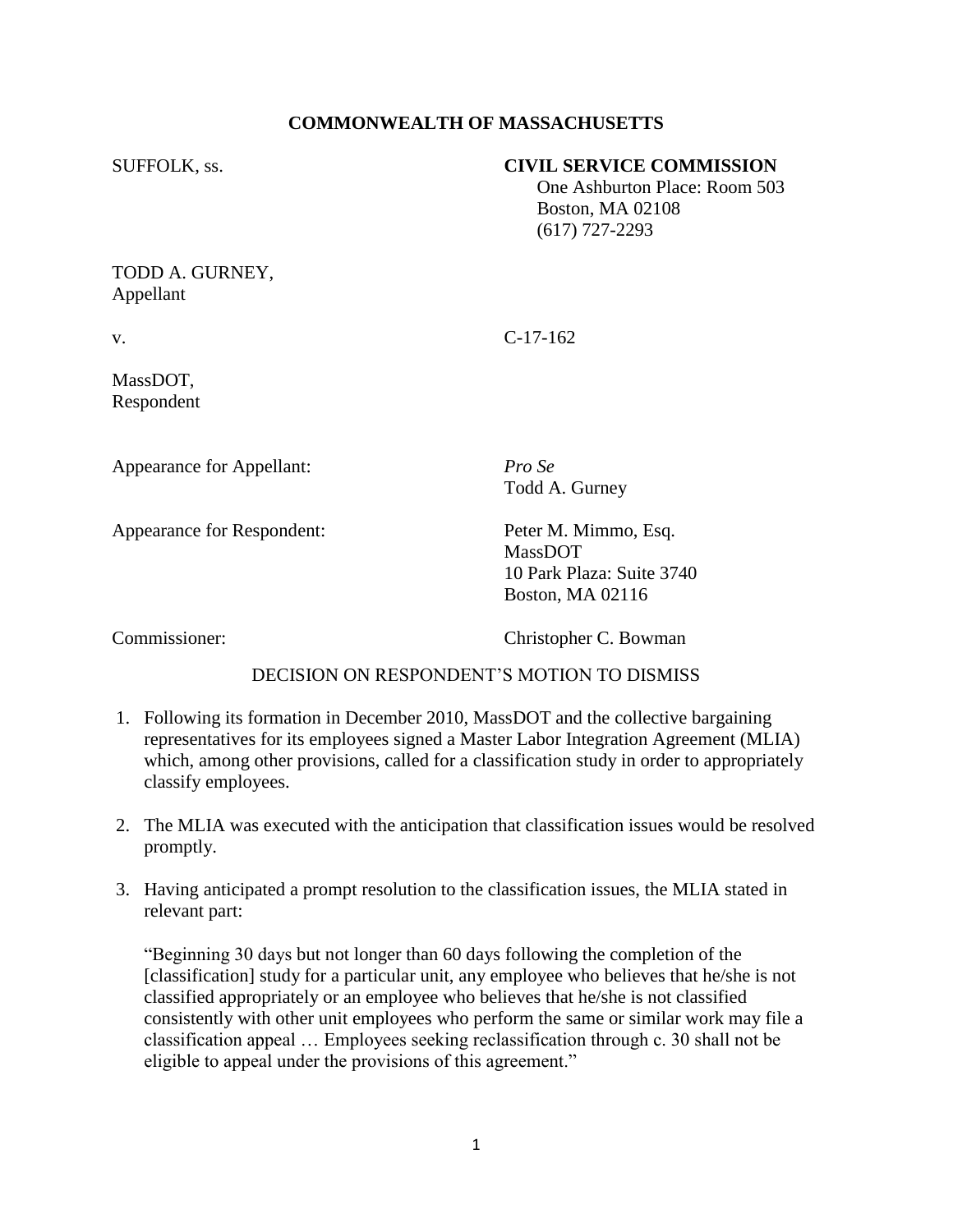**COMMONWEALTH OF MASSACHUSETTS**

SUFFOLK, ss.

**CIVIL SERVICE COMMISSION**
One Ashburton Place: Room 503
Boston, MA 02108
(617) 727-2293

TODD A. GURNEY,
Appellant

v. C-17-162

MassDOT,
Respondent

Appearance for Appellant: *Pro Se*
Todd A. Gurney

Appearance for Respondent: Peter M. Mimmo, Esq.
MassDOT
10 Park Plaza: Suite 3740
Boston, MA 02116

Commissioner: Christopher C. Bowman

DECISION ON RESPONDENT'S MOTION TO DISMISS

1. Following its formation in December 2010, MassDOT and the collective bargaining representatives for its employees signed a Master Labor Integration Agreement (MLIA) which, among other provisions, called for a classification study in order to appropriately classify employees.

2. The MLIA was executed with the anticipation that classification issues would be resolved promptly.

3. Having anticipated a prompt resolution to the classification issues, the MLIA stated in relevant part:

   "Beginning 30 days but not longer than 60 days following the completion of the [classification] study for a particular unit, any employee who believes that he/she is not classified appropriately or an employee who believes that he/she is not classified consistently with other unit employees who perform the same or similar work may file a classification appeal … Employees seeking reclassification through c. 30 shall not be eligible to appeal under the provisions of this agreement."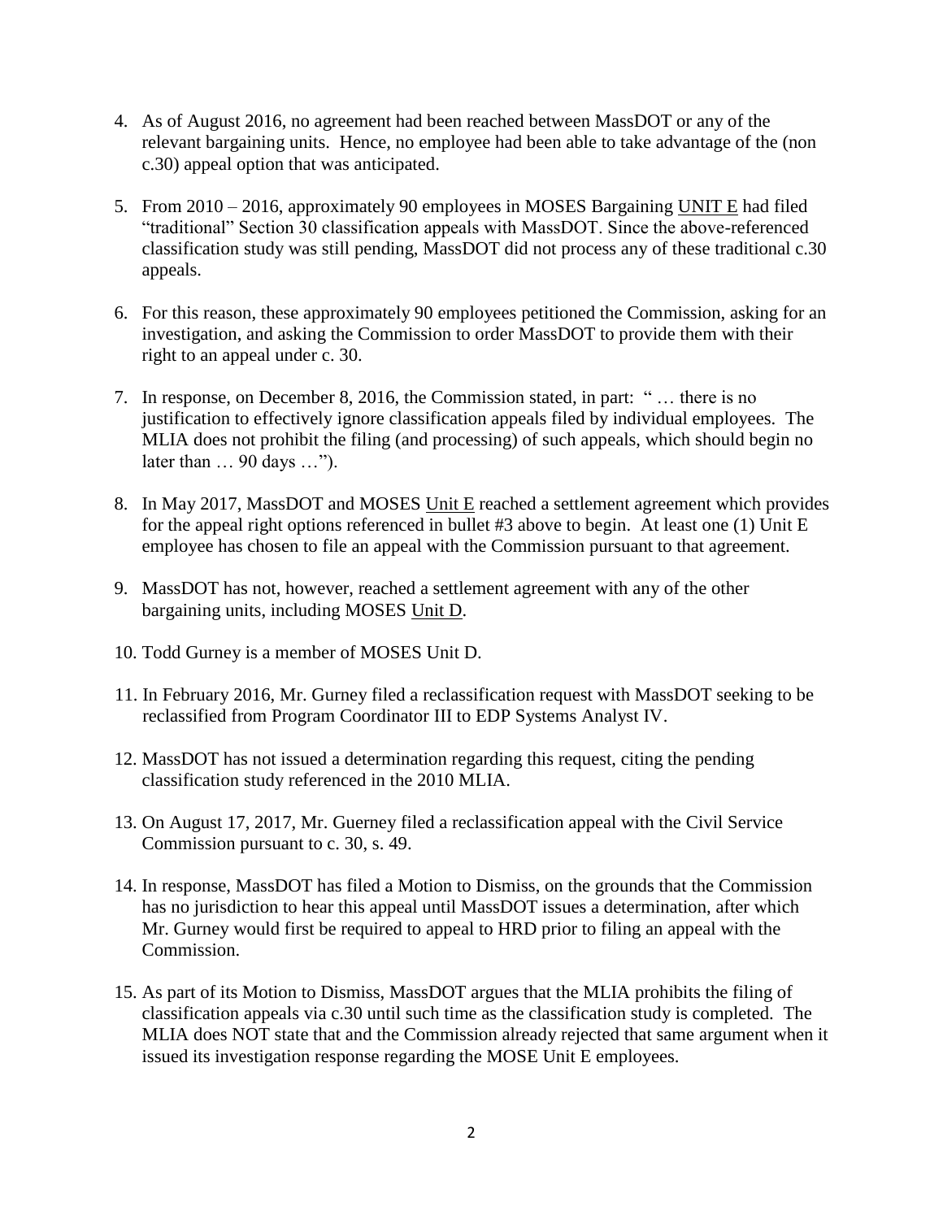4. As of August 2016, no agreement had been reached between MassDOT or any of the relevant bargaining units. Hence, no employee had been able to take advantage of the (non c.30) appeal option that was anticipated.

5. From 2010 – 2016, approximately 90 employees in MOSES Bargaining UNIT E had filed "traditional" Section 30 classification appeals with MassDOT. Since the above-referenced classification study was still pending, MassDOT did not process any of these traditional c.30 appeals.

6. For this reason, these approximately 90 employees petitioned the Commission, asking for an investigation, and asking the Commission to order MassDOT to provide them with their right to an appeal under c. 30.

7. In response, on December 8, 2016, the Commission stated, in part: " … there is no justification to effectively ignore classification appeals filed by individual employees. The MLIA does not prohibit the filing (and processing) of such appeals, which should begin no later than … 90 days …").

8. In May 2017, MassDOT and MOSES Unit E reached a settlement agreement which provides for the appeal right options referenced in bullet #3 above to begin. At least one (1) Unit E employee has chosen to file an appeal with the Commission pursuant to that agreement.

9. MassDOT has not, however, reached a settlement agreement with any of the other bargaining units, including MOSES Unit D.

10. Todd Gurney is a member of MOSES Unit D.

11. In February 2016, Mr. Gurney filed a reclassification request with MassDOT seeking to be reclassified from Program Coordinator III to EDP Systems Analyst IV.

12. MassDOT has not issued a determination regarding this request, citing the pending classification study referenced in the 2010 MLIA.

13. On August 17, 2017, Mr. Guerney filed a reclassification appeal with the Civil Service Commission pursuant to c. 30, s. 49.

14. In response, MassDOT has filed a Motion to Dismiss, on the grounds that the Commission has no jurisdiction to hear this appeal until MassDOT issues a determination, after which Mr. Gurney would first be required to appeal to HRD prior to filing an appeal with the Commission.

15. As part of its Motion to Dismiss, MassDOT argues that the MLIA prohibits the filing of classification appeals via c.30 until such time as the classification study is completed. The MLIA does NOT state that and the Commission already rejected that same argument when it issued its investigation response regarding the MOSE Unit E employees.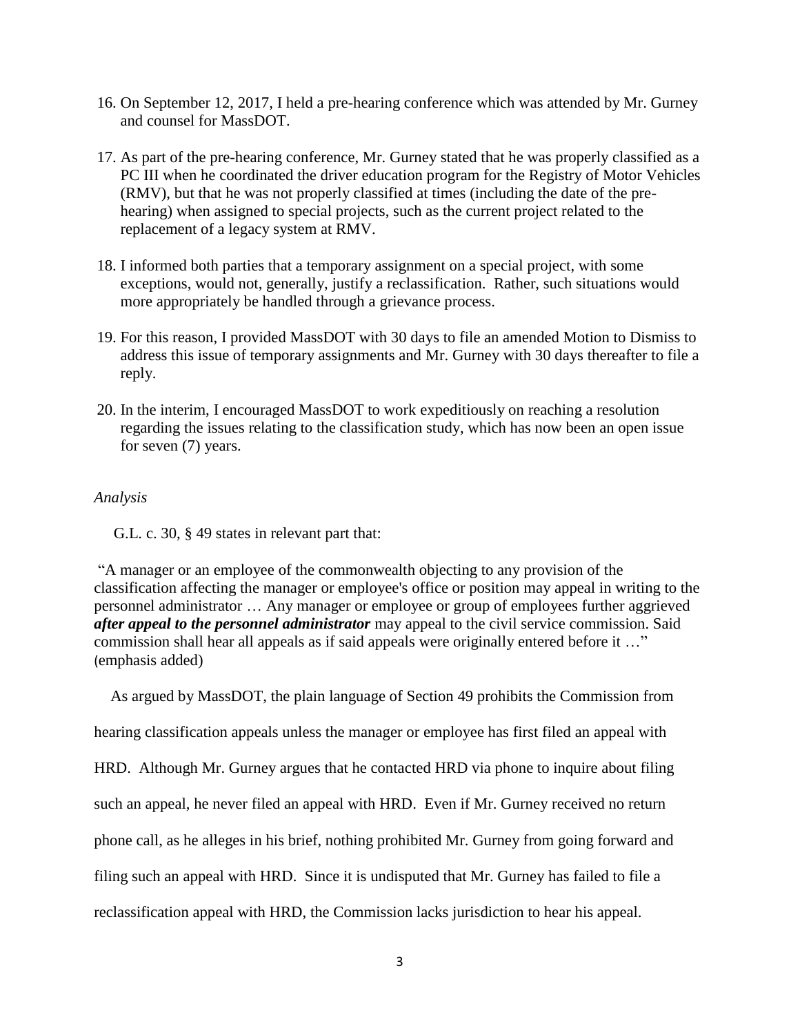16. On September 12, 2017, I held a pre-hearing conference which was attended by Mr. Gurney and counsel for MassDOT.

17. As part of the pre-hearing conference, Mr. Gurney stated that he was properly classified as a PC III when he coordinated the driver education program for the Registry of Motor Vehicles (RMV), but that he was not properly classified at times (including the date of the pre-hearing) when assigned to special projects, such as the current project related to the replacement of a legacy system at RMV.

18. I informed both parties that a temporary assignment on a special project, with some exceptions, would not, generally, justify a reclassification. Rather, such situations would more appropriately be handled through a grievance process.

19. For this reason, I provided MassDOT with 30 days to file an amended Motion to Dismiss to address this issue of temporary assignments and Mr. Gurney with 30 days thereafter to file a reply.

20. In the interim, I encouraged MassDOT to work expeditiously on reaching a resolution regarding the issues relating to the classification study, which has now been an open issue for seven (7) years.

*Analysis*

G.L. c. 30, § 49 states in relevant part that:

"A manager or an employee of the commonwealth objecting to any provision of the classification affecting the manager or employee's office or position may appeal in writing to the personnel administrator … Any manager or employee or group of employees further aggrieved ***after appeal to the personnel administrator*** may appeal to the civil service commission. Said commission shall hear all appeals as if said appeals were originally entered before it …" (emphasis added)

As argued by MassDOT, the plain language of Section 49 prohibits the Commission from hearing classification appeals unless the manager or employee has first filed an appeal with HRD. Although Mr. Gurney argues that he contacted HRD via phone to inquire about filing such an appeal, he never filed an appeal with HRD. Even if Mr. Gurney received no return phone call, as he alleges in his brief, nothing prohibited Mr. Gurney from going forward and filing such an appeal with HRD. Since it is undisputed that Mr. Gurney has failed to file a reclassification appeal with HRD, the Commission lacks jurisdiction to hear his appeal.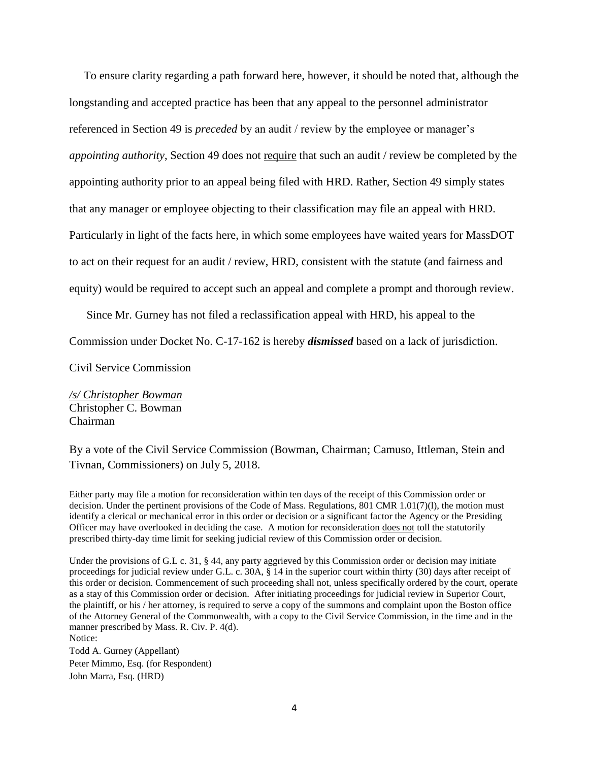To ensure clarity regarding a path forward here, however, it should be noted that, although the longstanding and accepted practice has been that any appeal to the personnel administrator referenced in Section 49 is *preceded* by an audit / review by the employee or manager's *appointing authority*, Section 49 does not require that such an audit / review be completed by the appointing authority prior to an appeal being filed with HRD. Rather, Section 49 simply states that any manager or employee objecting to their classification may file an appeal with HRD. Particularly in light of the facts here, in which some employees have waited years for MassDOT to act on their request for an audit / review, HRD, consistent with the statute (and fairness and equity) would be required to accept such an appeal and complete a prompt and thorough review.

Since Mr. Gurney has not filed a reclassification appeal with HRD, his appeal to the Commission under Docket No. C-17-162 is hereby ***dismissed*** based on a lack of jurisdiction.

Civil Service Commission

*/s/ Christopher Bowman*
Christopher C. Bowman
Chairman

By a vote of the Civil Service Commission (Bowman, Chairman; Camuso, Ittleman, Stein and Tivnan, Commissioners) on July 5, 2018.

Either party may file a motion for reconsideration within ten days of the receipt of this Commission order or decision. Under the pertinent provisions of the Code of Mass. Regulations, 801 CMR 1.01(7)(l), the motion must identify a clerical or mechanical error in this order or decision or a significant factor the Agency or the Presiding Officer may have overlooked in deciding the case. A motion for reconsideration does not toll the statutorily prescribed thirty-day time limit for seeking judicial review of this Commission order or decision.

Under the provisions of G.L c. 31, § 44, any party aggrieved by this Commission order or decision may initiate proceedings for judicial review under G.L. c. 30A, § 14 in the superior court within thirty (30) days after receipt of this order or decision. Commencement of such proceeding shall not, unless specifically ordered by the court, operate as a stay of this Commission order or decision. After initiating proceedings for judicial review in Superior Court, the plaintiff, or his / her attorney, is required to serve a copy of the summons and complaint upon the Boston office of the Attorney General of the Commonwealth, with a copy to the Civil Service Commission, in the time and in the manner prescribed by Mass. R. Civ. P. 4(d).

Notice:
Todd A. Gurney (Appellant)
Peter Mimmo, Esq. (for Respondent)
John Marra, Esq. (HRD)